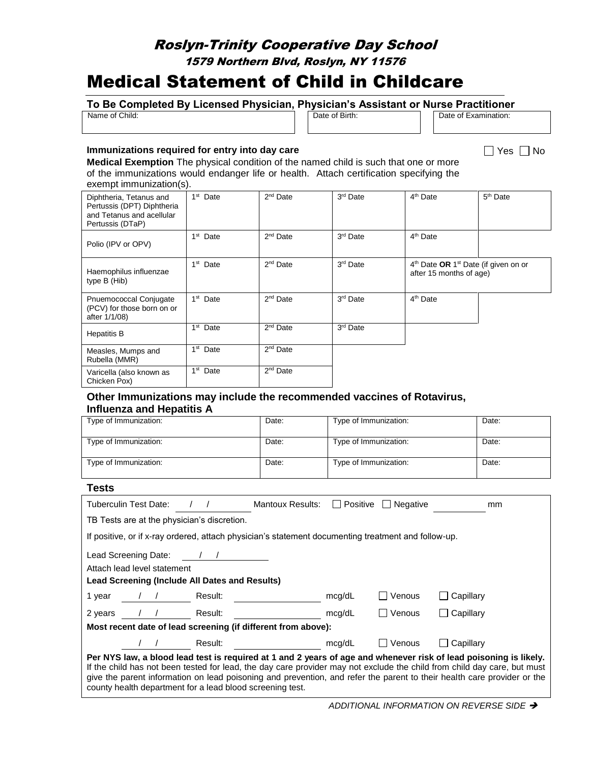# Roslyn-Trinity Cooperative Day School

1579 Northern Blvd, Roslyn, NY 11576

# Medical Statement of Child in Childcare

### To Be Completed By Licensed Physician, Physician's Assistant or Nurse Practitioner

| Name of Child: | Date of Birth: | Date of Examination: |
|---|---|---|
| | | |

**Immunizations required for entry into day care** ☐ Yes ☐ No

**Medical Exemption** The physical condition of the named child is such that one or more of the immunizations would endanger life or health. Attach certification specifying the exempt immunization(s).

| | | | | | |
|---|---|---|---|---|---|
| Diphtheria, Tetanus and Pertussis (DPT) Diphtheria and Tetanus and acellular Pertussis (DTaP) | 1st Date | 2nd Date | 3rd Date | 4th Date | 5th Date |
| Polio (IPV or OPV) | 1st Date | 2nd Date | 3rd Date | 4th Date | |
| Haemophilus influenzae type B (Hib) | 1st Date | 2nd Date | 3rd Date | 4th Date **OR** 1st Date (if given on or after 15 months of age) | |
| Pnuemococcal Conjugate (PCV) for those born on or after 1/1/08) | 1st Date | 2nd Date | 3rd Date | 4th Date | |
| Hepatitis B | 1st Date | 2nd Date | 3rd Date | | |
| Measles, Mumps and Rubella (MMR) | 1st Date | 2nd Date | | | |
| Varicella (also known as Chicken Pox) | 1st Date | 2nd Date | | | |

### Other Immunizations may include the recommended vaccines of Rotavirus, Influenza and Hepatitis A

| Type of Immunization: | Date: | Type of Immunization: | Date: |
|---|---|---|---|
| Type of Immunization: | Date: | Type of Immunization: | Date: |
| Type of Immunization: | Date: | Type of Immunization: | Date: |

### Tests

Tuberculin Test Date: ___/___/___ Mantoux Results: ☐ Positive ☐ Negative ________ mm

TB Tests are at the physician's discretion.

If positive, or if x-ray ordered, attach physician's statement documenting treatment and follow-up.

Lead Screening Date: ___/___/___

Attach lead level statement

**Lead Screening (Include All Dates and Results)**

1 year ___/___/___ Result: ____________ mcg/dL ☐ Venous ☐ Capillary

2 years ___/___/___ Result: ____________ mcg/dL ☐ Venous ☐ Capillary

**Most recent date of lead screening (if different from above):**

___/___/___ Result: ____________ mcg/dL ☐ Venous ☐ Capillary

**Per NYS law, a blood lead test is required at 1 and 2 years of age and whenever risk of lead poisoning is likely.** If the child has not been tested for lead, the day care provider may not exclude the child from child day care, but must give the parent information on lead poisoning and prevention, and refer the parent to their health care provider or the county health department for a lead blood screening test.

*ADDITIONAL INFORMATION ON REVERSE SIDE →*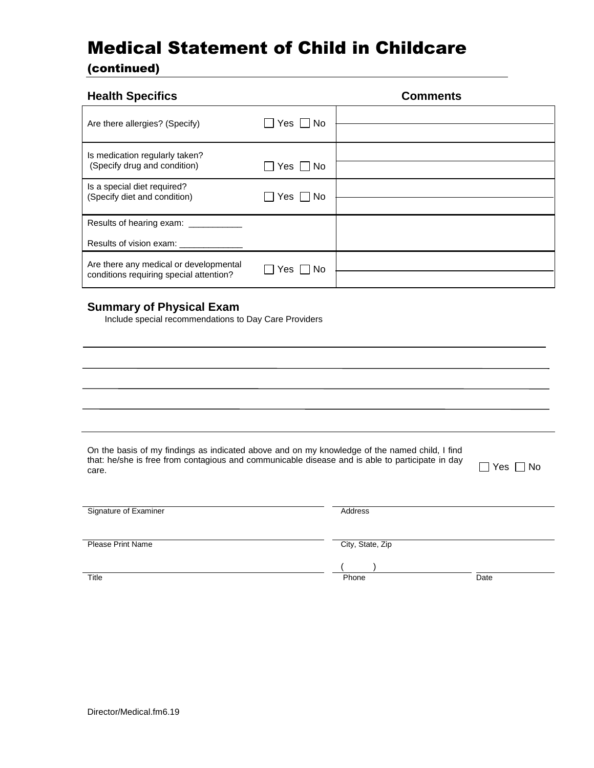# Medical Statement of Child in Childcare

## (continued)

| Health Specifics | | Comments |
|---|---|---|
| Are there allergies? (Specify) | ☐ Yes ☐ No | |
| Is medication regularly taken? (Specify drug and condition) | ☐ Yes ☐ No | |
| Is a special diet required? (Specify diet and condition) | ☐ Yes ☐ No | |
| Results of hearing exam: ___________<br>Results of vision exam: _____________ | | |
| Are there any medical or developmental conditions requiring special attention? | ☐ Yes ☐ No | |

### Summary of Physical Exam

Include special recommendations to Day Care Providers

_______________________________________________

_______________________________________________

_______________________________________________

_______________________________________________

On the basis of my findings as indicated above and on my knowledge of the named child, I find that: he/she is free from contagious and communicable disease and is able to participate in day care. ☐ Yes ☐ No

| | | |
|---|---|---|
| Signature of Examiner | Address | |
| Please Print Name | City, State, Zip | |
| Title | Phone ( ) | Date |

Director/Medical.fm6.19